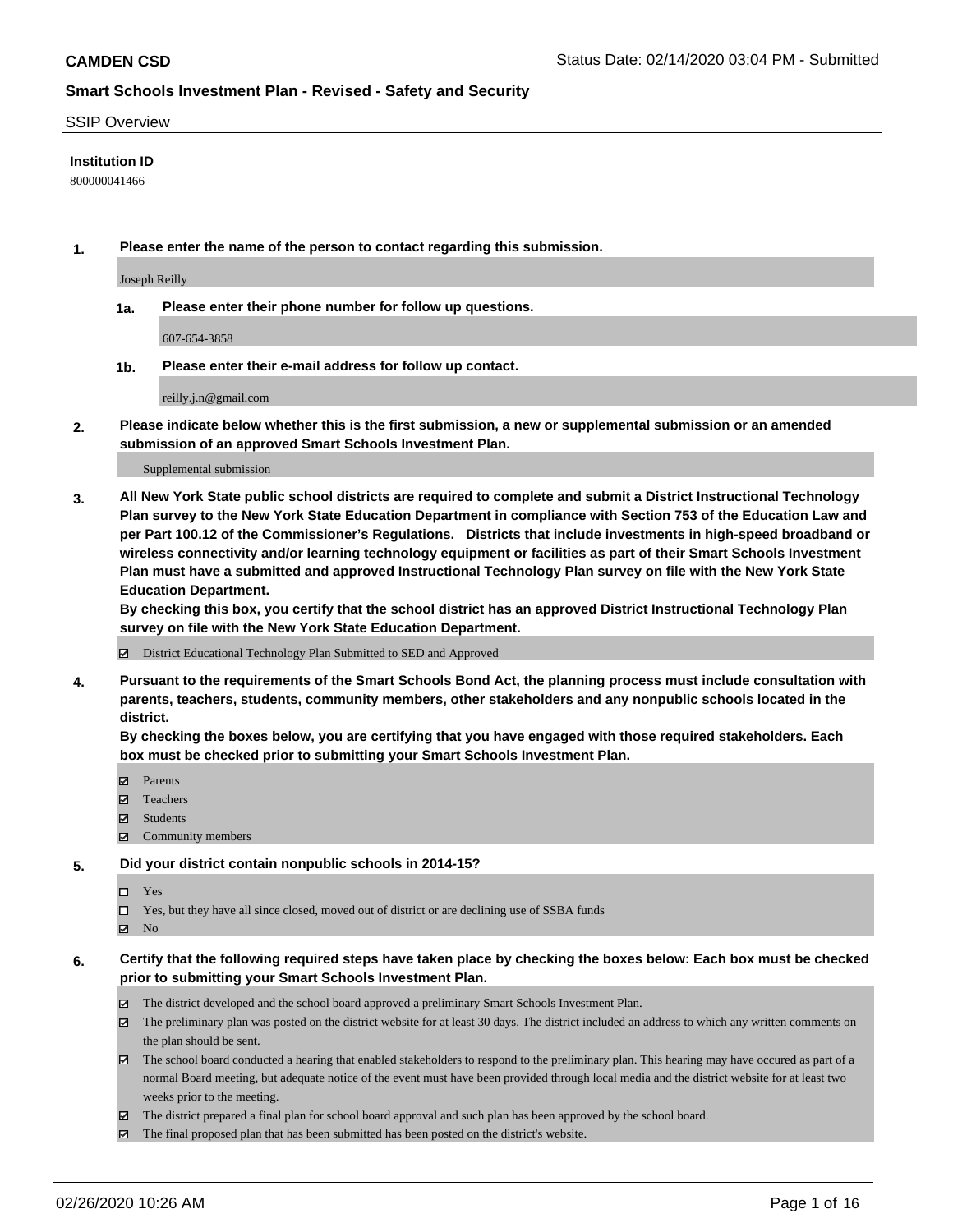**CAMDEN CSD**

Status Date: 02/14/2020 03:04 PM - Submitted

## Smart Schools Investment Plan - Revised - Safety and Security

SSIP Overview

**Institution ID**

800000041466

**1. Please enter the name of the person to contact regarding this submission.**

Joseph Reilly

**1a. Please enter their phone number for follow up questions.**

607-654-3858

**1b. Please enter their e-mail address for follow up contact.**

reilly.j.n@gmail.com

**2. Please indicate below whether this is the first submission, a new or supplemental submission or an amended submission of an approved Smart Schools Investment Plan.**

Supplemental submission

**3. All New York State public school districts are required to complete and submit a District Instructional Technology Plan survey to the New York State Education Department in compliance with Section 753 of the Education Law and per Part 100.12 of the Commissioner's Regulations. Districts that include investments in high-speed broadband or wireless connectivity and/or learning technology equipment or facilities as part of their Smart Schools Investment Plan must have a submitted and approved Instructional Technology Plan survey on file with the New York State Education Department.**

**By checking this box, you certify that the school district has an approved District Instructional Technology Plan survey on file with the New York State Education Department.**

- [x] District Educational Technology Plan Submitted to SED and Approved

**4. Pursuant to the requirements of the Smart Schools Bond Act, the planning process must include consultation with parents, teachers, students, community members, other stakeholders and any nonpublic schools located in the district.**

**By checking the boxes below, you are certifying that you have engaged with those required stakeholders. Each box must be checked prior to submitting your Smart Schools Investment Plan.**

- [x] Parents
- [x] Teachers
- [x] Students
- [x] Community members

**5. Did your district contain nonpublic schools in 2014-15?**

- [ ] Yes
- [ ] Yes, but they have all since closed, moved out of district or are declining use of SSBA funds
- [x] No

**6. Certify that the following required steps have taken place by checking the boxes below: Each box must be checked prior to submitting your Smart Schools Investment Plan.**

- [x] The district developed and the school board approved a preliminary Smart Schools Investment Plan.
- [x] The preliminary plan was posted on the district website for at least 30 days. The district included an address to which any written comments on the plan should be sent.
- [x] The school board conducted a hearing that enabled stakeholders to respond to the preliminary plan. This hearing may have occured as part of a normal Board meeting, but adequate notice of the event must have been provided through local media and the district website for at least two weeks prior to the meeting.
- [x] The district prepared a final plan for school board approval and such plan has been approved by the school board.
- [x] The final proposed plan that has been submitted has been posted on the district's website.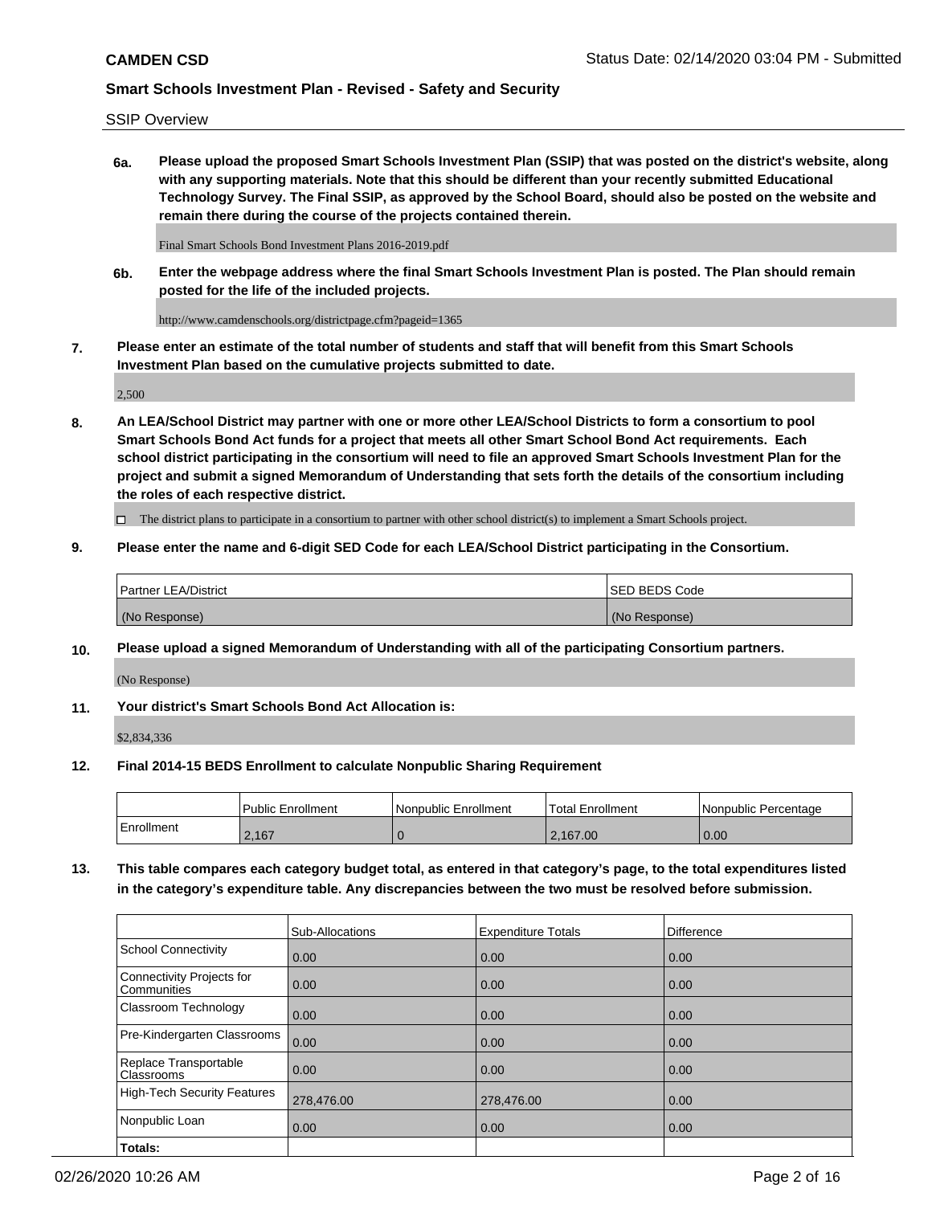SSIP Overview

**6a. Please upload the proposed Smart Schools Investment Plan (SSIP) that was posted on the district's website, along with any supporting materials. Note that this should be different than your recently submitted Educational Technology Survey. The Final SSIP, as approved by the School Board, should also be posted on the website and remain there during the course of the projects contained therein.**

Final Smart Schools Bond Investment Plans 2016-2019.pdf

**6b. Enter the webpage address where the final Smart Schools Investment Plan is posted. The Plan should remain posted for the life of the included projects.**

http://www.camdenschools.org/districtpage.cfm?pageid=1365

**7. Please enter an estimate of the total number of students and staff that will benefit from this Smart Schools Investment Plan based on the cumulative projects submitted to date.**

2,500

**8. An LEA/School District may partner with one or more other LEA/School Districts to form a consortium to pool Smart Schools Bond Act funds for a project that meets all other Smart School Bond Act requirements. Each school district participating in the consortium will need to file an approved Smart Schools Investment Plan for the project and submit a signed Memorandum of Understanding that sets forth the details of the consortium including the roles of each respective district.**

☐ The district plans to participate in a consortium to partner with other school district(s) to implement a Smart Schools project.

**9. Please enter the name and 6-digit SED Code for each LEA/School District participating in the Consortium.**

| Partner LEA/District | SED BEDS Code |
| --- | --- |
| (No Response) | (No Response) |

**10. Please upload a signed Memorandum of Understanding with all of the participating Consortium partners.**

(No Response)

**11. Your district's Smart Schools Bond Act Allocation is:**

$2,834,336

**12. Final 2014-15 BEDS Enrollment to calculate Nonpublic Sharing Requirement**

| | Public Enrollment | Nonpublic Enrollment | Total Enrollment | Nonpublic Percentage |
| --- | --- | --- | --- | --- |
| Enrollment | 2,167 | 0 | 2,167.00 | 0.00 |

**13. This table compares each category budget total, as entered in that category's page, to the total expenditures listed in the category's expenditure table. Any discrepancies between the two must be resolved before submission.**

| | Sub-Allocations | Expenditure Totals | Difference |
| --- | --- | --- | --- |
| School Connectivity | 0.00 | 0.00 | 0.00 |
| Connectivity Projects for Communities | 0.00 | 0.00 | 0.00 |
| Classroom Technology | 0.00 | 0.00 | 0.00 |
| Pre-Kindergarten Classrooms | 0.00 | 0.00 | 0.00 |
| Replace Transportable Classrooms | 0.00 | 0.00 | 0.00 |
| High-Tech Security Features | 278,476.00 | 278,476.00 | 0.00 |
| Nonpublic Loan | 0.00 | 0.00 | 0.00 |
| **Totals:** | | | |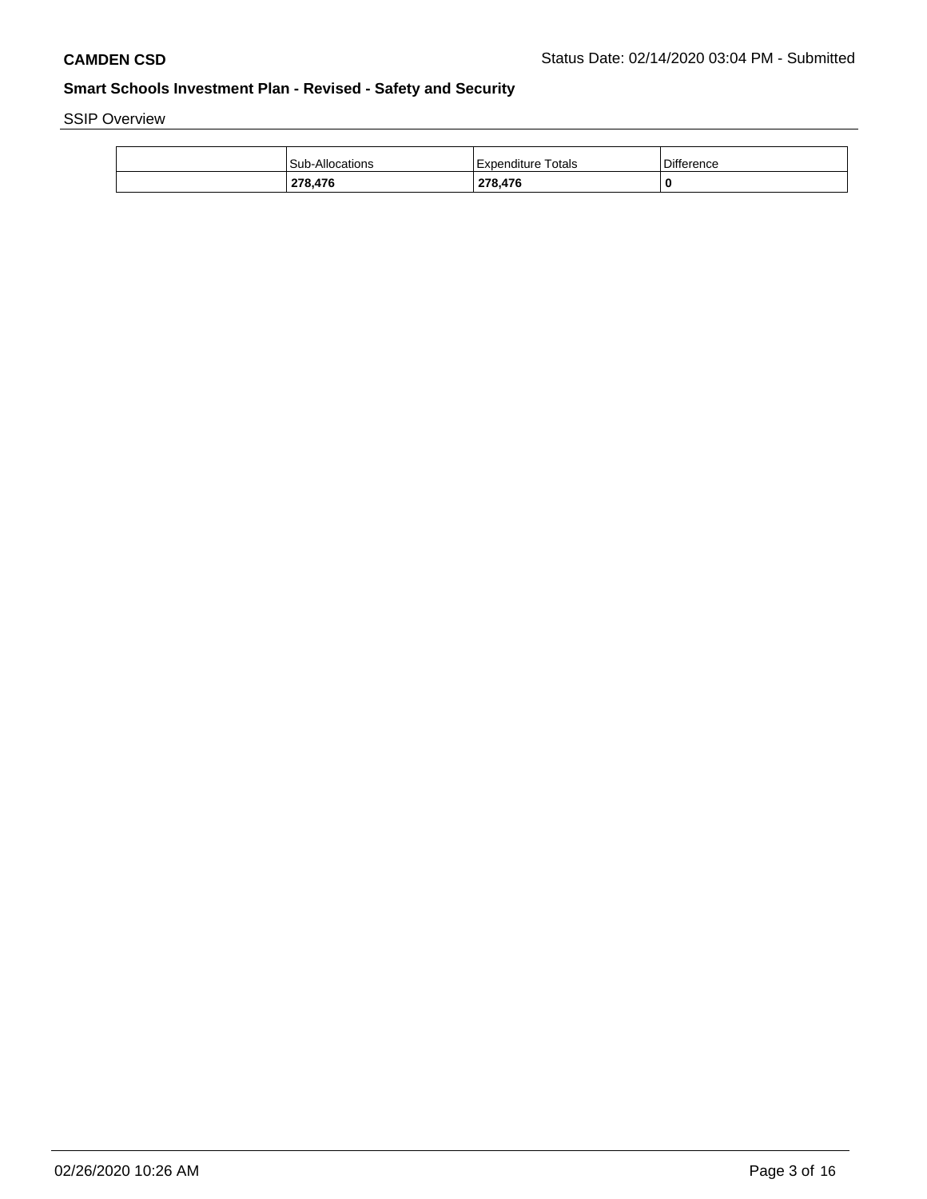**CAMDEN CSD** Status Date: 02/14/2020 03:04 PM - Submitted

## Smart Schools Investment Plan - Revised - Safety and Security

SSIP Overview

| | Sub-Allocations | Expenditure Totals | Difference |
|---|---|---|---|
| | **278,476** | **278,476** | **0** |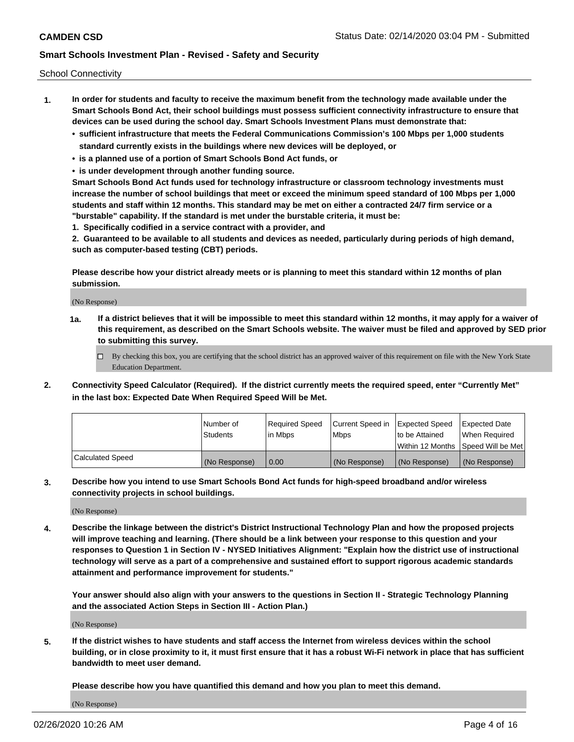School Connectivity

1. **In order for students and faculty to receive the maximum benefit from the technology made available under the Smart Schools Bond Act, their school buildings must possess sufficient connectivity infrastructure to ensure that devices can be used during the school day. Smart Schools Investment Plans must demonstrate that:**
   - **sufficient infrastructure that meets the Federal Communications Commission's 100 Mbps per 1,000 students standard currently exists in the buildings where new devices will be deployed, or**
   - **is a planned use of a portion of Smart Schools Bond Act funds, or**
   - **is under development through another funding source.**

   **Smart Schools Bond Act funds used for technology infrastructure or classroom technology investments must increase the number of school buildings that meet or exceed the minimum speed standard of 100 Mbps per 1,000 students and staff within 12 months. This standard may be met on either a contracted 24/7 firm service or a "burstable" capability. If the standard is met under the burstable criteria, it must be:**

   **1. Specifically codified in a service contract with a provider, and**

   **2. Guaranteed to be available to all students and devices as needed, particularly during periods of high demand, such as computer-based testing (CBT) periods.**

   **Please describe how your district already meets or is planning to meet this standard within 12 months of plan submission.**

   (No Response)

   **1a. If a district believes that it will be impossible to meet this standard within 12 months, it may apply for a waiver of this requirement, as described on the Smart Schools website. The waiver must be filed and approved by SED prior to submitting this survey.**

   ☐ By checking this box, you are certifying that the school district has an approved waiver of this requirement on file with the New York State Education Department.

2. **Connectivity Speed Calculator (Required). If the district currently meets the required speed, enter "Currently Met" in the last box: Expected Date When Required Speed Will be Met.**

| | Number of Students | Required Speed in Mbps | Current Speed in Mbps | Expected Speed to be Attained Within 12 Months | Expected Date When Required Speed Will be Met |
|---|---|---|---|---|---|
| Calculated Speed | (No Response) | 0.00 | (No Response) | (No Response) | (No Response) |

3. **Describe how you intend to use Smart Schools Bond Act funds for high-speed broadband and/or wireless connectivity projects in school buildings.**

   (No Response)

4. **Describe the linkage between the district's District Instructional Technology Plan and how the proposed projects will improve teaching and learning. (There should be a link between your response to this question and your responses to Question 1 in Section IV - NYSED Initiatives Alignment: "Explain how the district use of instructional technology will serve as a part of a comprehensive and sustained effort to support rigorous academic standards attainment and performance improvement for students."**

   **Your answer should also align with your answers to the questions in Section II - Strategic Technology Planning and the associated Action Steps in Section III - Action Plan.)**

   (No Response)

5. **If the district wishes to have students and staff access the Internet from wireless devices within the school building, or in close proximity to it, it must first ensure that it has a robust Wi-Fi network in place that has sufficient bandwidth to meet user demand.**

   **Please describe how you have quantified this demand and how you plan to meet this demand.**

   (No Response)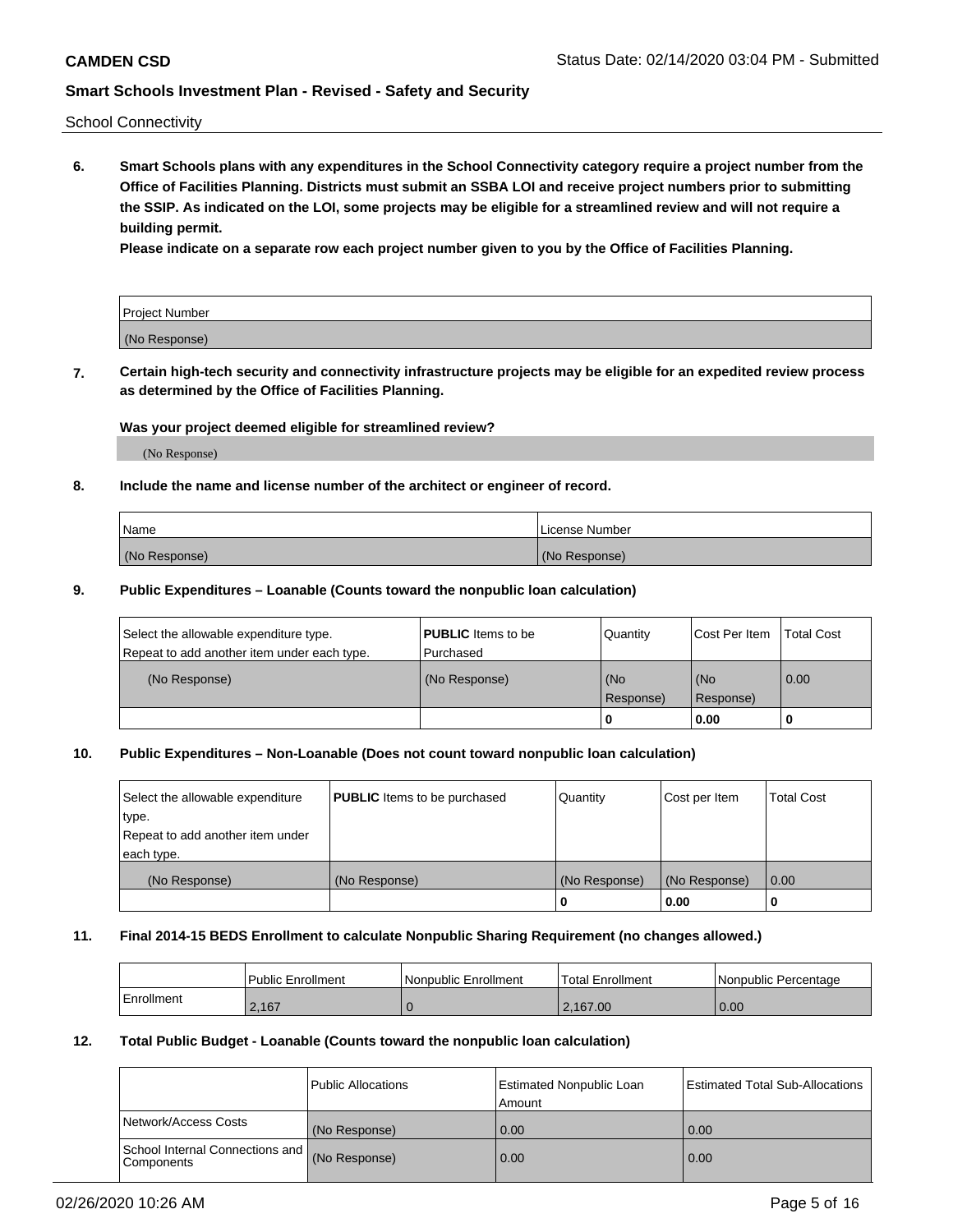School Connectivity

**6. Smart Schools plans with any expenditures in the School Connectivity category require a project number from the Office of Facilities Planning. Districts must submit an SSBA LOI and receive project numbers prior to submitting the SSIP. As indicated on the LOI, some projects may be eligible for a streamlined review and will not require a building permit.**

**Please indicate on a separate row each project number given to you by the Office of Facilities Planning.**

| Project Number |
| --- |
| (No Response) |

**7. Certain high-tech security and connectivity infrastructure projects may be eligible for an expedited review process as determined by the Office of Facilities Planning.**

**Was your project deemed eligible for streamlined review?**

(No Response)

**8. Include the name and license number of the architect or engineer of record.**

| Name | License Number |
| --- | --- |
| (No Response) | (No Response) |

**9. Public Expenditures – Loanable (Counts toward the nonpublic loan calculation)**

| Select the allowable expenditure type. Repeat to add another item under each type. | **PUBLIC** Items to be Purchased | Quantity | Cost Per Item | Total Cost |
| --- | --- | --- | --- | --- |
| (No Response) | (No Response) | (No Response) | (No Response) | 0.00 |
| | | 0 | 0.00 | 0 |

**10. Public Expenditures – Non-Loanable (Does not count toward nonpublic loan calculation)**

| Select the allowable expenditure type. Repeat to add another item under each type. | **PUBLIC** Items to be purchased | Quantity | Cost per Item | Total Cost |
| --- | --- | --- | --- | --- |
| (No Response) | (No Response) | (No Response) | (No Response) | 0.00 |
| | | 0 | 0.00 | 0 |

**11. Final 2014-15 BEDS Enrollment to calculate Nonpublic Sharing Requirement (no changes allowed.)**

| | Public Enrollment | Nonpublic Enrollment | Total Enrollment | Nonpublic Percentage |
| --- | --- | --- | --- | --- |
| Enrollment | 2,167 | 0 | 2,167.00 | 0.00 |

**12. Total Public Budget - Loanable (Counts toward the nonpublic loan calculation)**

| | Public Allocations | Estimated Nonpublic Loan Amount | Estimated Total Sub-Allocations |
| --- | --- | --- | --- |
| Network/Access Costs | (No Response) | 0.00 | 0.00 |
| School Internal Connections and Components | (No Response) | 0.00 | 0.00 |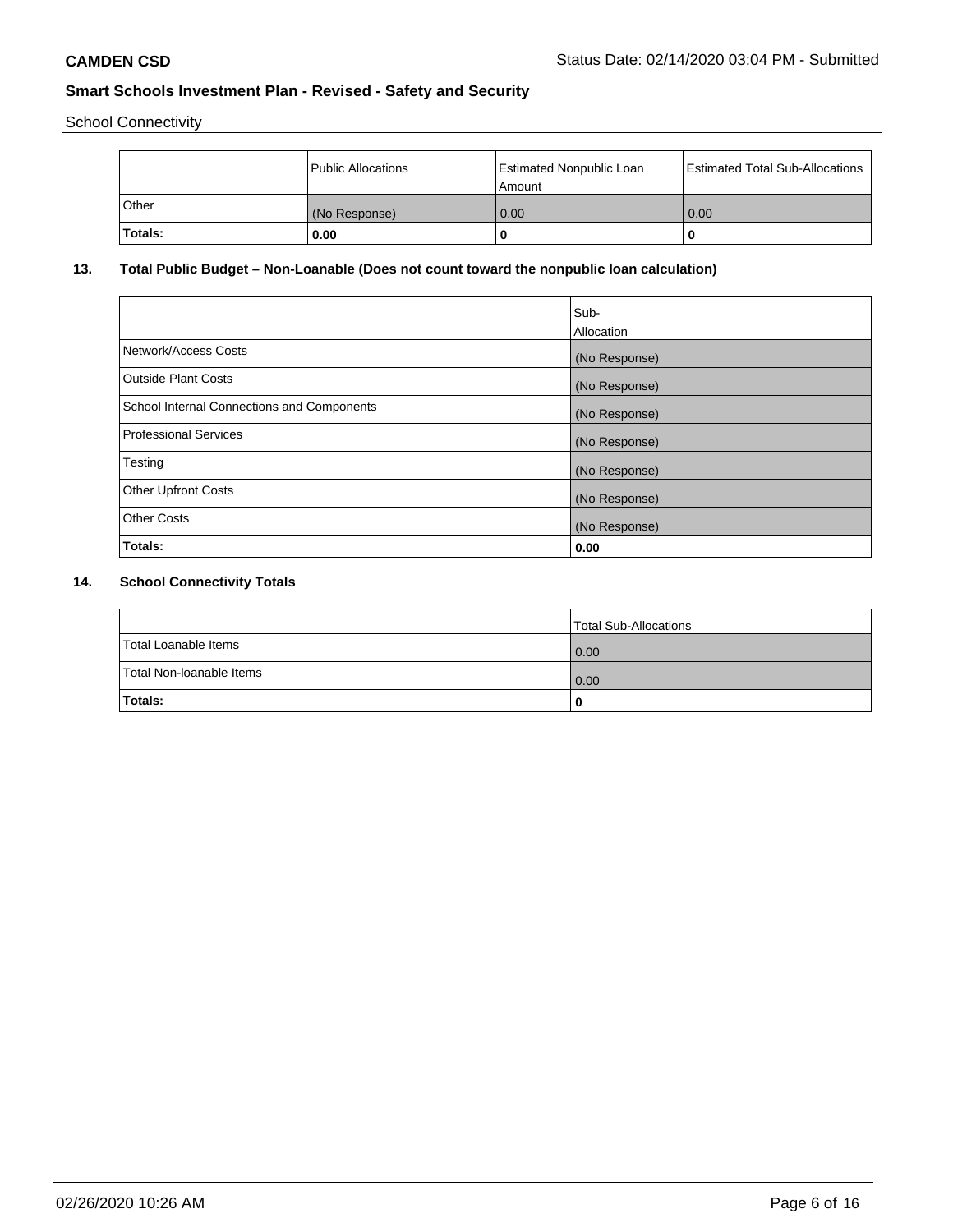School Connectivity

| | Public Allocations | Estimated Nonpublic Loan Amount | Estimated Total Sub-Allocations |
|---|---|---|---|
| Other | (No Response) | 0.00 | 0.00 |
| **Totals:** | **0.00** | **0** | **0** |

## 13. Total Public Budget – Non-Loanable (Does not count toward the nonpublic loan calculation)

| | Sub-Allocation |
|---|---|
| Network/Access Costs | (No Response) |
| Outside Plant Costs | (No Response) |
| School Internal Connections and Components | (No Response) |
| Professional Services | (No Response) |
| Testing | (No Response) |
| Other Upfront Costs | (No Response) |
| Other Costs | (No Response) |
| **Totals:** | **0.00** |

## 14. School Connectivity Totals

| | Total Sub-Allocations |
|---|---|
| Total Loanable Items | 0.00 |
| Total Non-loanable Items | 0.00 |
| **Totals:** | **0** |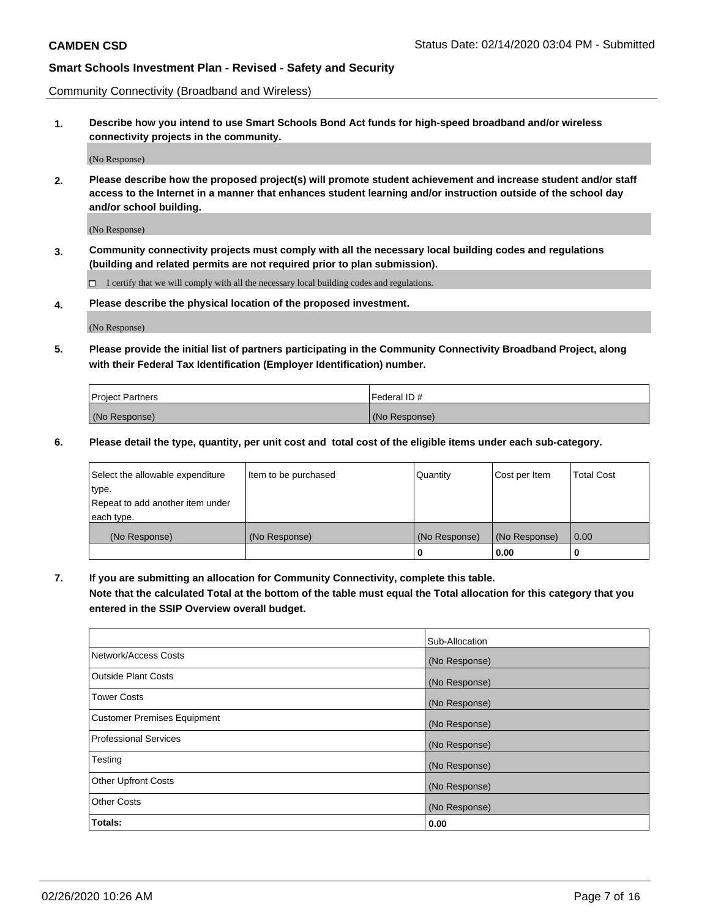Community Connectivity (Broadband and Wireless)

**1. Describe how you intend to use Smart Schools Bond Act funds for high-speed broadband and/or wireless connectivity projects in the community.**

(No Response)

**2. Please describe how the proposed project(s) will promote student achievement and increase student and/or staff access to the Internet in a manner that enhances student learning and/or instruction outside of the school day and/or school building.**

(No Response)

**3. Community connectivity projects must comply with all the necessary local building codes and regulations (building and related permits are not required prior to plan submission).**

☐ I certify that we will comply with all the necessary local building codes and regulations.

**4. Please describe the physical location of the proposed investment.**

(No Response)

**5. Please provide the initial list of partners participating in the Community Connectivity Broadband Project, along with their Federal Tax Identification (Employer Identification) number.**

| Project Partners | Federal ID # |
| --- | --- |
| (No Response) | (No Response) |

**6. Please detail the type, quantity, per unit cost and total cost of the eligible items under each sub-category.**

| Select the allowable expenditure type. Repeat to add another item under each type. | Item to be purchased | Quantity | Cost per Item | Total Cost |
| --- | --- | --- | --- | --- |
| (No Response) | (No Response) | (No Response) | (No Response) | 0.00 |
| | | 0 | 0.00 | 0 |

**7. If you are submitting an allocation for Community Connectivity, complete this table. Note that the calculated Total at the bottom of the table must equal the Total allocation for this category that you entered in the SSIP Overview overall budget.**

| | Sub-Allocation |
| --- | --- |
| Network/Access Costs | (No Response) |
| Outside Plant Costs | (No Response) |
| Tower Costs | (No Response) |
| Customer Premises Equipment | (No Response) |
| Professional Services | (No Response) |
| Testing | (No Response) |
| Other Upfront Costs | (No Response) |
| Other Costs | (No Response) |
| **Totals:** | **0.00** |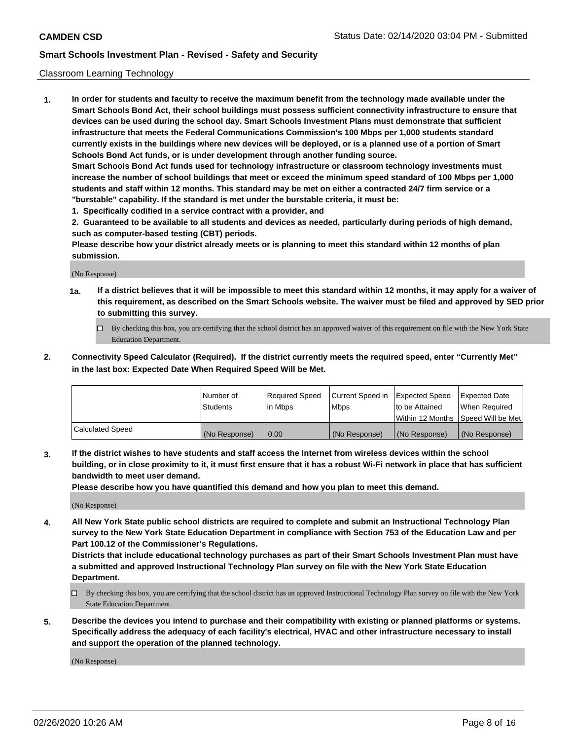Classroom Learning Technology

1. **In order for students and faculty to receive the maximum benefit from the technology made available under the Smart Schools Bond Act, their school buildings must possess sufficient connectivity infrastructure to ensure that devices can be used during the school day. Smart Schools Investment Plans must demonstrate that sufficient infrastructure that meets the Federal Communications Commission's 100 Mbps per 1,000 students standard currently exists in the buildings where new devices will be deployed, or is a planned use of a portion of Smart Schools Bond Act funds, or is under development through another funding source.**

   **Smart Schools Bond Act funds used for technology infrastructure or classroom technology investments must increase the number of school buildings that meet or exceed the minimum speed standard of 100 Mbps per 1,000 students and staff within 12 months. This standard may be met on either a contracted 24/7 firm service or a "burstable" capability. If the standard is met under the burstable criteria, it must be:**

   **1. Specifically codified in a service contract with a provider, and**

   **2. Guaranteed to be available to all students and devices as needed, particularly during periods of high demand, such as computer-based testing (CBT) periods.**

   **Please describe how your district already meets or is planning to meet this standard within 12 months of plan submission.**

   (No Response)

   **1a. If a district believes that it will be impossible to meet this standard within 12 months, it may apply for a waiver of this requirement, as described on the Smart Schools website. The waiver must be filed and approved by SED prior to submitting this survey.**

   ☐ By checking this box, you are certifying that the school district has an approved waiver of this requirement on file with the New York State Education Department.

2. **Connectivity Speed Calculator (Required). If the district currently meets the required speed, enter "Currently Met" in the last box: Expected Date When Required Speed Will be Met.**

| | Number of Students | Required Speed in Mbps | Current Speed in Mbps | Expected Speed to be Attained Within 12 Months | Expected Date When Required Speed Will be Met |
|---|---|---|---|---|---|
| Calculated Speed | (No Response) | 0.00 | (No Response) | (No Response) | (No Response) |

3. **If the district wishes to have students and staff access the Internet from wireless devices within the school building, or in close proximity to it, it must first ensure that it has a robust Wi-Fi network in place that has sufficient bandwidth to meet user demand.**

   **Please describe how you have quantified this demand and how you plan to meet this demand.**

   (No Response)

4. **All New York State public school districts are required to complete and submit an Instructional Technology Plan survey to the New York State Education Department in compliance with Section 753 of the Education Law and per Part 100.12 of the Commissioner's Regulations.**

   **Districts that include educational technology purchases as part of their Smart Schools Investment Plan must have a submitted and approved Instructional Technology Plan survey on file with the New York State Education Department.**

   ☐ By checking this box, you are certifying that the school district has an approved Instructional Technology Plan survey on file with the New York State Education Department.

5. **Describe the devices you intend to purchase and their compatibility with existing or planned platforms or systems. Specifically address the adequacy of each facility's electrical, HVAC and other infrastructure necessary to install and support the operation of the planned technology.**

   (No Response)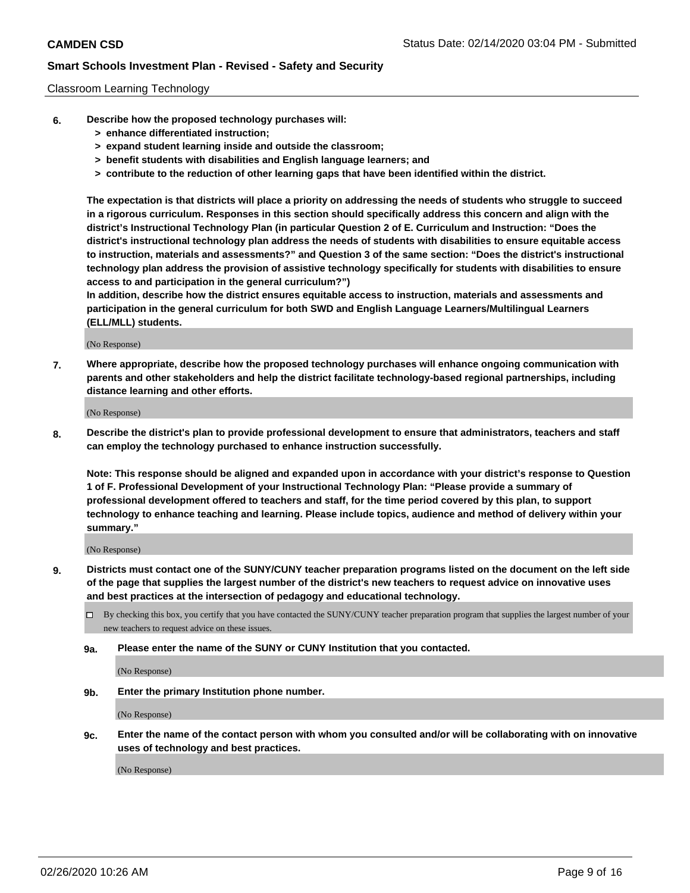Classroom Learning Technology

**6. Describe how the proposed technology purchases will:**
- **> enhance differentiated instruction;**
- **> expand student learning inside and outside the classroom;**
- **> benefit students with disabilities and English language learners; and**
- **> contribute to the reduction of other learning gaps that have been identified within the district.**

**The expectation is that districts will place a priority on addressing the needs of students who struggle to succeed in a rigorous curriculum. Responses in this section should specifically address this concern and align with the district's Instructional Technology Plan (in particular Question 2 of E. Curriculum and Instruction: "Does the district's instructional technology plan address the needs of students with disabilities to ensure equitable access to instruction, materials and assessments?" and Question 3 of the same section: "Does the district's instructional technology plan address the provision of assistive technology specifically for students with disabilities to ensure access to and participation in the general curriculum?")**

**In addition, describe how the district ensures equitable access to instruction, materials and assessments and participation in the general curriculum for both SWD and English Language Learners/Multilingual Learners (ELL/MLL) students.**

(No Response)

**7. Where appropriate, describe how the proposed technology purchases will enhance ongoing communication with parents and other stakeholders and help the district facilitate technology-based regional partnerships, including distance learning and other efforts.**

(No Response)

**8. Describe the district's plan to provide professional development to ensure that administrators, teachers and staff can employ the technology purchased to enhance instruction successfully.**

**Note: This response should be aligned and expanded upon in accordance with your district's response to Question 1 of F. Professional Development of your Instructional Technology Plan: "Please provide a summary of professional development offered to teachers and staff, for the time period covered by this plan, to support technology to enhance teaching and learning. Please include topics, audience and method of delivery within your summary."**

(No Response)

**9. Districts must contact one of the SUNY/CUNY teacher preparation programs listed on the document on the left side of the page that supplies the largest number of the district's new teachers to request advice on innovative uses and best practices at the intersection of pedagogy and educational technology.**

☐ By checking this box, you certify that you have contacted the SUNY/CUNY teacher preparation program that supplies the largest number of your new teachers to request advice on these issues.

**9a. Please enter the name of the SUNY or CUNY Institution that you contacted.**

(No Response)

**9b. Enter the primary Institution phone number.**

(No Response)

**9c. Enter the name of the contact person with whom you consulted and/or will be collaborating with on innovative uses of technology and best practices.**

(No Response)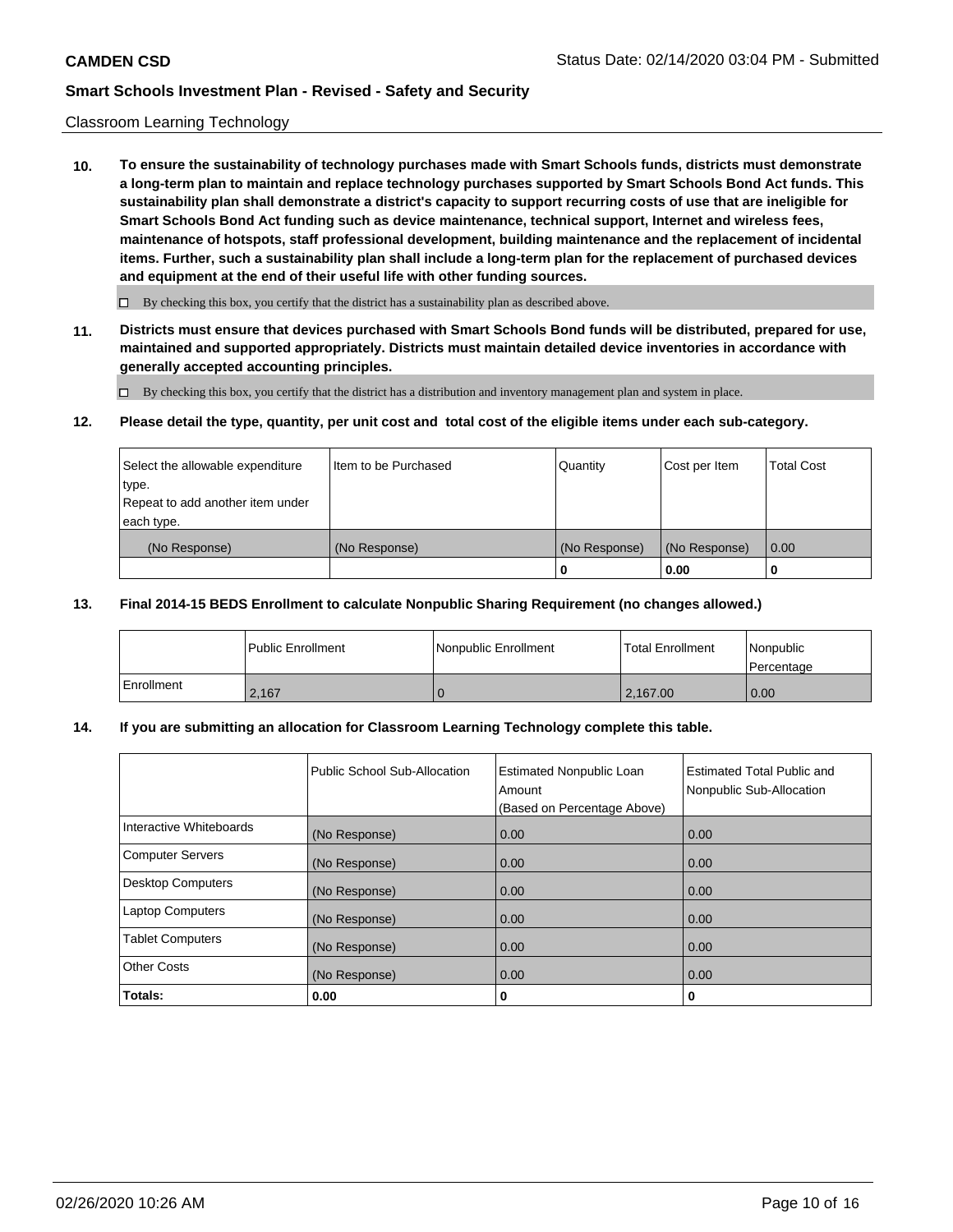Classroom Learning Technology

**10. To ensure the sustainability of technology purchases made with Smart Schools funds, districts must demonstrate a long-term plan to maintain and replace technology purchases supported by Smart Schools Bond Act funds. This sustainability plan shall demonstrate a district's capacity to support recurring costs of use that are ineligible for Smart Schools Bond Act funding such as device maintenance, technical support, Internet and wireless fees, maintenance of hotspots, staff professional development, building maintenance and the replacement of incidental items. Further, such a sustainability plan shall include a long-term plan for the replacement of purchased devices and equipment at the end of their useful life with other funding sources.**

☐ By checking this box, you certify that the district has a sustainability plan as described above.

**11. Districts must ensure that devices purchased with Smart Schools Bond funds will be distributed, prepared for use, maintained and supported appropriately. Districts must maintain detailed device inventories in accordance with generally accepted accounting principles.**

☐ By checking this box, you certify that the district has a distribution and inventory management plan and system in place.

**12. Please detail the type, quantity, per unit cost and total cost of the eligible items under each sub-category.**

| Select the allowable expenditure type. Repeat to add another item under each type. | Item to be Purchased | Quantity | Cost per Item | Total Cost |
|---|---|---|---|---|
| (No Response) | (No Response) | (No Response) | (No Response) | 0.00 |
| | | **0** | **0.00** | **0** |

**13. Final 2014-15 BEDS Enrollment to calculate Nonpublic Sharing Requirement (no changes allowed.)**

| | Public Enrollment | Nonpublic Enrollment | Total Enrollment | Nonpublic Percentage |
|---|---|---|---|---|
| Enrollment | 2,167 | 0 | 2,167.00 | 0.00 |

**14. If you are submitting an allocation for Classroom Learning Technology complete this table.**

| | Public School Sub-Allocation | Estimated Nonpublic Loan Amount (Based on Percentage Above) | Estimated Total Public and Nonpublic Sub-Allocation |
|---|---|---|---|
| Interactive Whiteboards | (No Response) | 0.00 | 0.00 |
| Computer Servers | (No Response) | 0.00 | 0.00 |
| Desktop Computers | (No Response) | 0.00 | 0.00 |
| Laptop Computers | (No Response) | 0.00 | 0.00 |
| Tablet Computers | (No Response) | 0.00 | 0.00 |
| Other Costs | (No Response) | 0.00 | 0.00 |
| **Totals:** | **0.00** | **0** | **0** |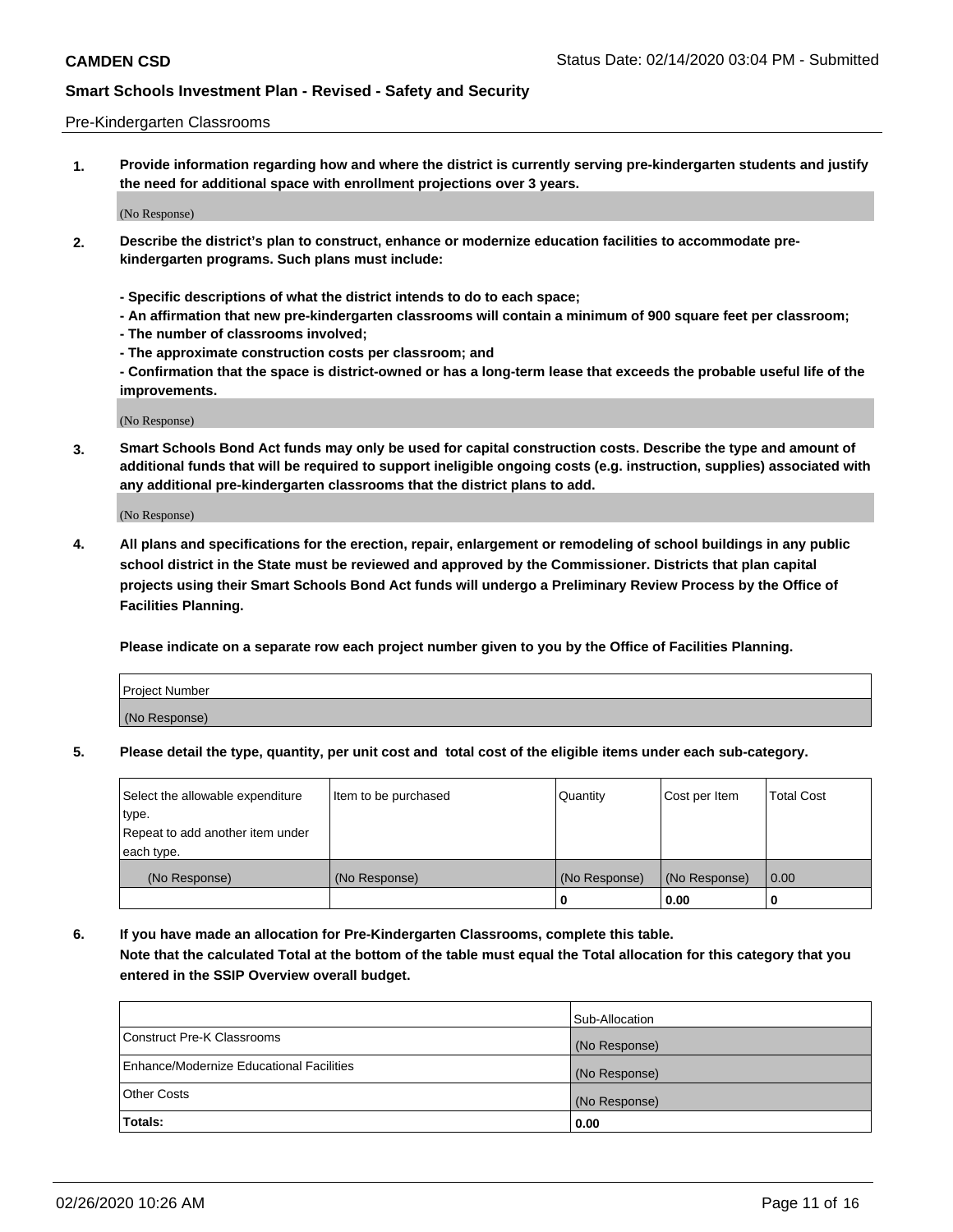Pre-Kindergarten Classrooms

1. **Provide information regarding how and where the district is currently serving pre-kindergarten students and justify the need for additional space with enrollment projections over 3 years.**

(No Response)

2. **Describe the district's plan to construct, enhance or modernize education facilities to accommodate pre-kindergarten programs. Such plans must include:**

   **- Specific descriptions of what the district intends to do to each space;**
   **- An affirmation that new pre-kindergarten classrooms will contain a minimum of 900 square feet per classroom;**
   **- The number of classrooms involved;**
   **- The approximate construction costs per classroom; and**
   **- Confirmation that the space is district-owned or has a long-term lease that exceeds the probable useful life of the improvements.**

(No Response)

3. **Smart Schools Bond Act funds may only be used for capital construction costs. Describe the type and amount of additional funds that will be required to support ineligible ongoing costs (e.g. instruction, supplies) associated with any additional pre-kindergarten classrooms that the district plans to add.**

(No Response)

4. **All plans and specifications for the erection, repair, enlargement or remodeling of school buildings in any public school district in the State must be reviewed and approved by the Commissioner. Districts that plan capital projects using their Smart Schools Bond Act funds will undergo a Preliminary Review Process by the Office of Facilities Planning.**

   **Please indicate on a separate row each project number given to you by the Office of Facilities Planning.**

| Project Number |
| --- |
| (No Response) |

5. **Please detail the type, quantity, per unit cost and total cost of the eligible items under each sub-category.**

| Select the allowable expenditure type. Repeat to add another item under each type. | Item to be purchased | Quantity | Cost per Item | Total Cost |
| --- | --- | --- | --- | --- |
| (No Response) | (No Response) | (No Response) | (No Response) | 0.00 |
| | | 0 | 0.00 | 0 |

6. **If you have made an allocation for Pre-Kindergarten Classrooms, complete this table. Note that the calculated Total at the bottom of the table must equal the Total allocation for this category that you entered in the SSIP Overview overall budget.**

| | Sub-Allocation |
| --- | --- |
| Construct Pre-K Classrooms | (No Response) |
| Enhance/Modernize Educational Facilities | (No Response) |
| Other Costs | (No Response) |
| **Totals:** | **0.00** |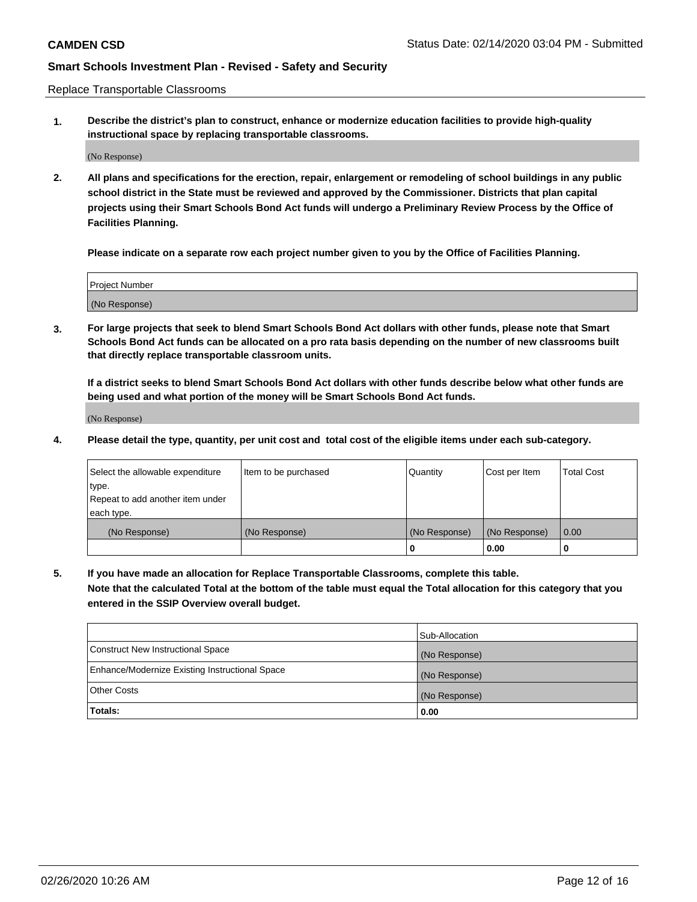Replace Transportable Classrooms

**1. Describe the district's plan to construct, enhance or modernize education facilities to provide high-quality instructional space by replacing transportable classrooms.**

(No Response)

**2. All plans and specifications for the erection, repair, enlargement or remodeling of school buildings in any public school district in the State must be reviewed and approved by the Commissioner. Districts that plan capital projects using their Smart Schools Bond Act funds will undergo a Preliminary Review Process by the Office of Facilities Planning.**

**Please indicate on a separate row each project number given to you by the Office of Facilities Planning.**

| Project Number |
|---|
| (No Response) |

**3. For large projects that seek to blend Smart Schools Bond Act dollars with other funds, please note that Smart Schools Bond Act funds can be allocated on a pro rata basis depending on the number of new classrooms built that directly replace transportable classroom units.**

**If a district seeks to blend Smart Schools Bond Act dollars with other funds describe below what other funds are being used and what portion of the money will be Smart Schools Bond Act funds.**

(No Response)

**4. Please detail the type, quantity, per unit cost and total cost of the eligible items under each sub-category.**

| Select the allowable expenditure type. Repeat to add another item under each type. | Item to be purchased | Quantity | Cost per Item | Total Cost |
|---|---|---|---|---|
| (No Response) | (No Response) | (No Response) | (No Response) | 0.00 |
| | | 0 | 0.00 | 0 |

**5. If you have made an allocation for Replace Transportable Classrooms, complete this table. Note that the calculated Total at the bottom of the table must equal the Total allocation for this category that you entered in the SSIP Overview overall budget.**

| | Sub-Allocation |
|---|---|
| Construct New Instructional Space | (No Response) |
| Enhance/Modernize Existing Instructional Space | (No Response) |
| Other Costs | (No Response) |
| **Totals:** | **0.00** |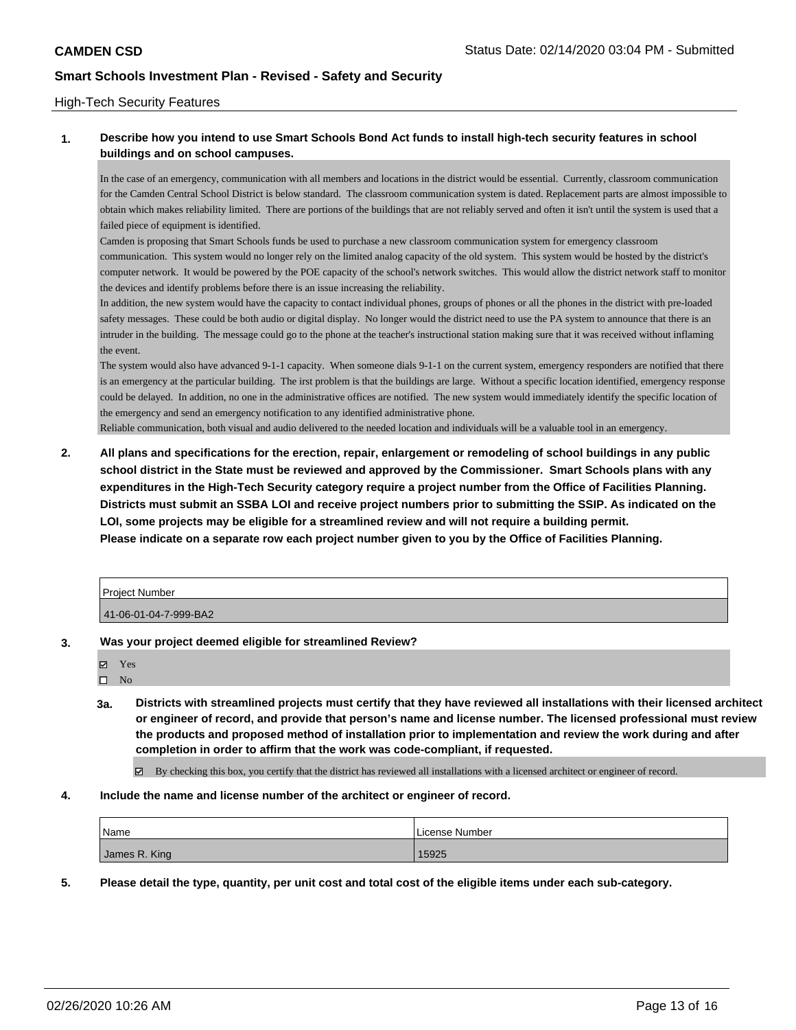## High-Tech Security Features

**1. Describe how you intend to use Smart Schools Bond Act funds to install high-tech security features in school buildings and on school campuses.**

In the case of an emergency, communication with all members and locations in the district would be essential. Currently, classroom communication for the Camden Central School District is below standard. The classroom communication system is dated. Replacement parts are almost impossible to obtain which makes reliability limited. There are portions of the buildings that are not reliably served and often it isn't until the system is used that a failed piece of equipment is identified.

Camden is proposing that Smart Schools funds be used to purchase a new classroom communication system for emergency classroom communication. This system would no longer rely on the limited analog capacity of the old system. This system would be hosted by the district's computer network. It would be powered by the POE capacity of the school's network switches. This would allow the district network staff to monitor the devices and identify problems before there is an issue increasing the reliability.

In addition, the new system would have the capacity to contact individual phones, groups of phones or all the phones in the district with pre-loaded safety messages. These could be both audio or digital display. No longer would the district need to use the PA system to announce that there is an intruder in the building. The message could go to the phone at the teacher's instructional station making sure that it was received without inflaming the event.

The system would also have advanced 9-1-1 capacity. When someone dials 9-1-1 on the current system, emergency responders are notified that there is an emergency at the particular building. The irst problem is that the buildings are large. Without a specific location identified, emergency response could be delayed. In addition, no one in the administrative offices are notified. The new system would immediately identify the specific location of the emergency and send an emergency notification to any identified administrative phone.

Reliable communication, both visual and audio delivered to the needed location and individuals will be a valuable tool in an emergency.

**2. All plans and specifications for the erection, repair, enlargement or remodeling of school buildings in any public school district in the State must be reviewed and approved by the Commissioner. Smart Schools plans with any expenditures in the High-Tech Security category require a project number from the Office of Facilities Planning. Districts must submit an SSBA LOI and receive project numbers prior to submitting the SSIP. As indicated on the LOI, some projects may be eligible for a streamlined review and will not require a building permit.**
**Please indicate on a separate row each project number given to you by the Office of Facilities Planning.**

| Project Number |
|---|
| 41-06-01-04-7-999-BA2 |

**3. Was your project deemed eligible for streamlined Review?**

- ☑ Yes
- ☐ No

**3a. Districts with streamlined projects must certify that they have reviewed all installations with their licensed architect or engineer of record, and provide that person's name and license number. The licensed professional must review the products and proposed method of installation prior to implementation and review the work during and after completion in order to affirm that the work was code-compliant, if requested.**

- ☑ By checking this box, you certify that the district has reviewed all installations with a licensed architect or engineer of record.

**4. Include the name and license number of the architect or engineer of record.**

| Name | License Number |
|---|---|
| James R. King | 15925 |

**5. Please detail the type, quantity, per unit cost and total cost of the eligible items under each sub-category.**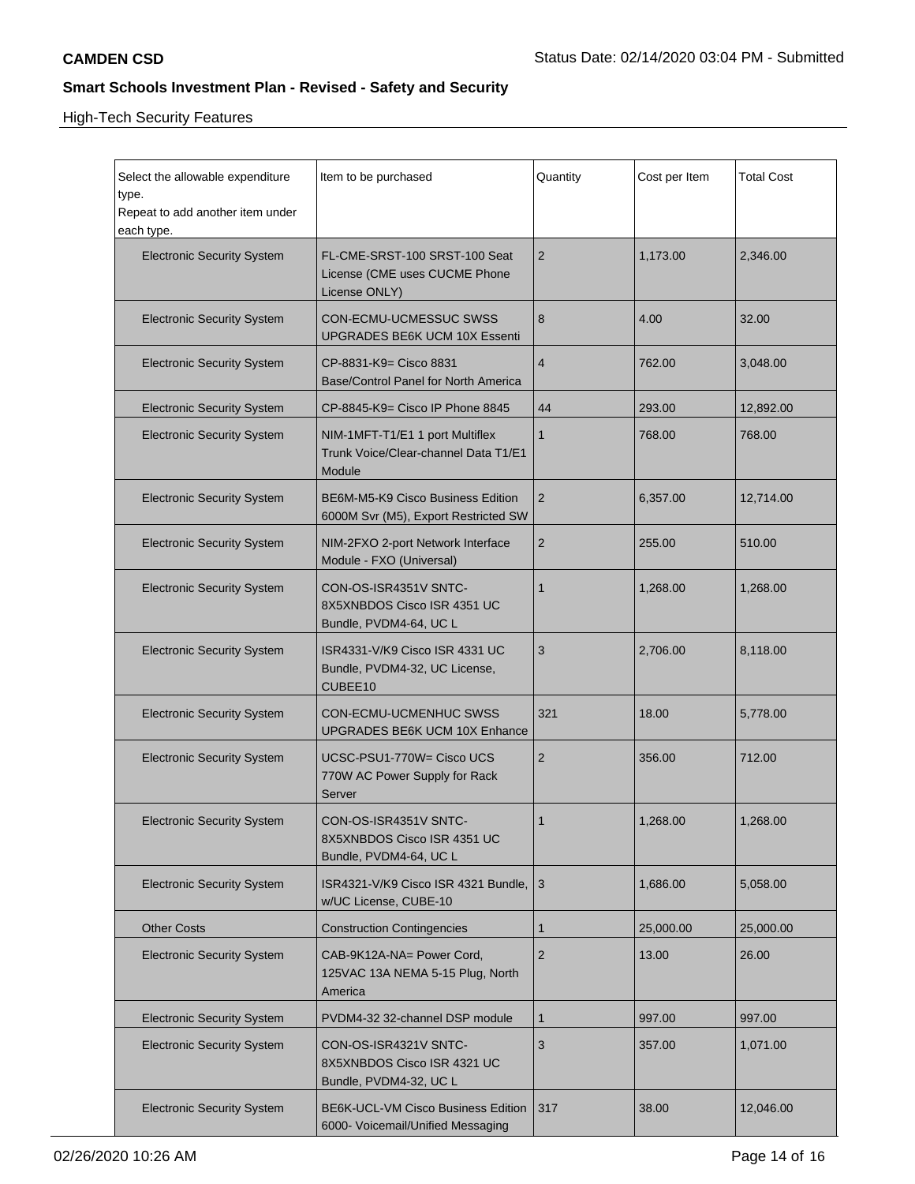**CAMDEN CSD**

Status Date: 02/14/2020 03:04 PM - Submitted

## Smart Schools Investment Plan - Revised - Safety and Security

High-Tech Security Features

| Select the allowable expenditure type. Repeat to add another item under each type. | Item to be purchased | Quantity | Cost per Item | Total Cost |
|---|---|---|---|---|
| Electronic Security System | FL-CME-SRST-100 SRST-100 Seat License (CME uses CUCME Phone License ONLY) | 2 | 1,173.00 | 2,346.00 |
| Electronic Security System | CON-ECMU-UCMESSUC SWSS UPGRADES BE6K UCM 10X Essenti | 8 | 4.00 | 32.00 |
| Electronic Security System | CP-8831-K9= Cisco 8831 Base/Control Panel for North America | 4 | 762.00 | 3,048.00 |
| Electronic Security System | CP-8845-K9= Cisco IP Phone 8845 | 44 | 293.00 | 12,892.00 |
| Electronic Security System | NIM-1MFT-T1/E1 1 port Multiflex Trunk Voice/Clear-channel Data T1/E1 Module | 1 | 768.00 | 768.00 |
| Electronic Security System | BE6M-M5-K9 Cisco Business Edition 6000M Svr (M5), Export Restricted SW | 2 | 6,357.00 | 12,714.00 |
| Electronic Security System | NIM-2FXO 2-port Network Interface Module - FXO (Universal) | 2 | 255.00 | 510.00 |
| Electronic Security System | CON-OS-ISR4351V SNTC-8X5XNBDOS Cisco ISR 4351 UC Bundle, PVDM4-64, UC L | 1 | 1,268.00 | 1,268.00 |
| Electronic Security System | ISR4331-V/K9 Cisco ISR 4331 UC Bundle, PVDM4-32, UC License, CUBEE10 | 3 | 2,706.00 | 8,118.00 |
| Electronic Security System | CON-ECMU-UCMENHUC SWSS UPGRADES BE6K UCM 10X Enhance | 321 | 18.00 | 5,778.00 |
| Electronic Security System | UCSC-PSU1-770W= Cisco UCS 770W AC Power Supply for Rack Server | 2 | 356.00 | 712.00 |
| Electronic Security System | CON-OS-ISR4351V SNTC-8X5XNBDOS Cisco ISR 4351 UC Bundle, PVDM4-64, UC L | 1 | 1,268.00 | 1,268.00 |
| Electronic Security System | ISR4321-V/K9 Cisco ISR 4321 Bundle, w/UC License, CUBE-10 | 3 | 1,686.00 | 5,058.00 |
| Other Costs | Construction Contingencies | 1 | 25,000.00 | 25,000.00 |
| Electronic Security System | CAB-9K12A-NA= Power Cord, 125VAC 13A NEMA 5-15 Plug, North America | 2 | 13.00 | 26.00 |
| Electronic Security System | PVDM4-32 32-channel DSP module | 1 | 997.00 | 997.00 |
| Electronic Security System | CON-OS-ISR4321V SNTC-8X5XNBDOS Cisco ISR 4321 UC Bundle, PVDM4-32, UC L | 3 | 357.00 | 1,071.00 |
| Electronic Security System | BE6K-UCL-VM Cisco Business Edition 6000- Voicemail/Unified Messaging | 317 | 38.00 | 12,046.00 |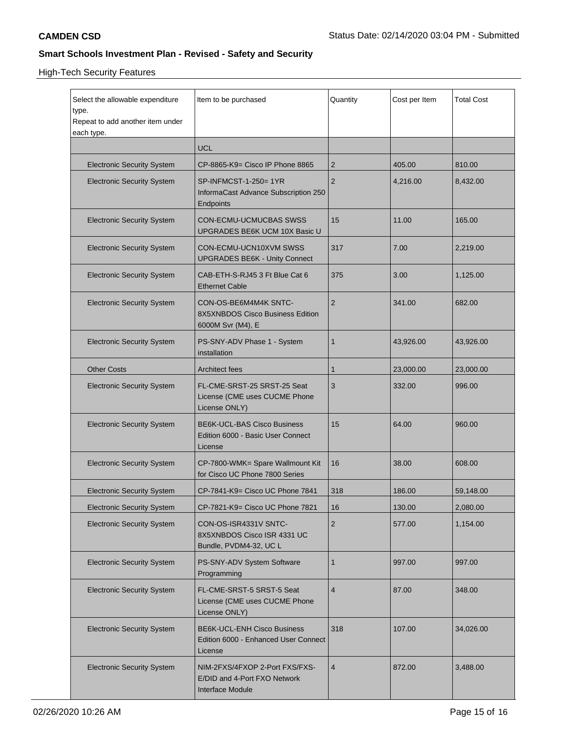**CAMDEN CSD**

Status Date: 02/14/2020 03:04 PM - Submitted

## Smart Schools Investment Plan - Revised - Safety and Security

### High-Tech Security Features

| Select the allowable expenditure type. Repeat to add another item under each type. | Item to be purchased | Quantity | Cost per Item | Total Cost |
|---|---|---|---|---|
| | UCL | | | |
| Electronic Security System | CP-8865-K9= Cisco IP Phone 8865 | 2 | 405.00 | 810.00 |
| Electronic Security System | SP-INFMCST-1-250= 1YR InformaCast Advance Subscription 250 Endpoints | 2 | 4,216.00 | 8,432.00 |
| Electronic Security System | CON-ECMU-UCMUCBAS SWSS UPGRADES BE6K UCM 10X Basic U | 15 | 11.00 | 165.00 |
| Electronic Security System | CON-ECMU-UCN10XVM SWSS UPGRADES BE6K - Unity Connect | 317 | 7.00 | 2,219.00 |
| Electronic Security System | CAB-ETH-S-RJ45 3 Ft Blue Cat 6 Ethernet Cable | 375 | 3.00 | 1,125.00 |
| Electronic Security System | CON-OS-BE6M4M4K SNTC-8X5XNBDOS Cisco Business Edition 6000M Svr (M4), E | 2 | 341.00 | 682.00 |
| Electronic Security System | PS-SNY-ADV Phase 1 - System installation | 1 | 43,926.00 | 43,926.00 |
| Other Costs | Architect fees | 1 | 23,000.00 | 23,000.00 |
| Electronic Security System | FL-CME-SRST-25 SRST-25 Seat License (CME uses CUCME Phone License ONLY) | 3 | 332.00 | 996.00 |
| Electronic Security System | BE6K-UCL-BAS Cisco Business Edition 6000 - Basic User Connect License | 15 | 64.00 | 960.00 |
| Electronic Security System | CP-7800-WMK= Spare Wallmount Kit for Cisco UC Phone 7800 Series | 16 | 38.00 | 608.00 |
| Electronic Security System | CP-7841-K9= Cisco UC Phone 7841 | 318 | 186.00 | 59,148.00 |
| Electronic Security System | CP-7821-K9= Cisco UC Phone 7821 | 16 | 130.00 | 2,080.00 |
| Electronic Security System | CON-OS-ISR4331V SNTC-8X5XNBDOS Cisco ISR 4331 UC Bundle, PVDM4-32, UC L | 2 | 577.00 | 1,154.00 |
| Electronic Security System | PS-SNY-ADV System Software Programming | 1 | 997.00 | 997.00 |
| Electronic Security System | FL-CME-SRST-5 SRST-5 Seat License (CME uses CUCME Phone License ONLY) | 4 | 87.00 | 348.00 |
| Electronic Security System | BE6K-UCL-ENH Cisco Business Edition 6000 - Enhanced User Connect License | 318 | 107.00 | 34,026.00 |
| Electronic Security System | NIM-2FXS/4FXOP 2-Port FXS/FXS-E/DID and 4-Port FXO Network Interface Module | 4 | 872.00 | 3,488.00 |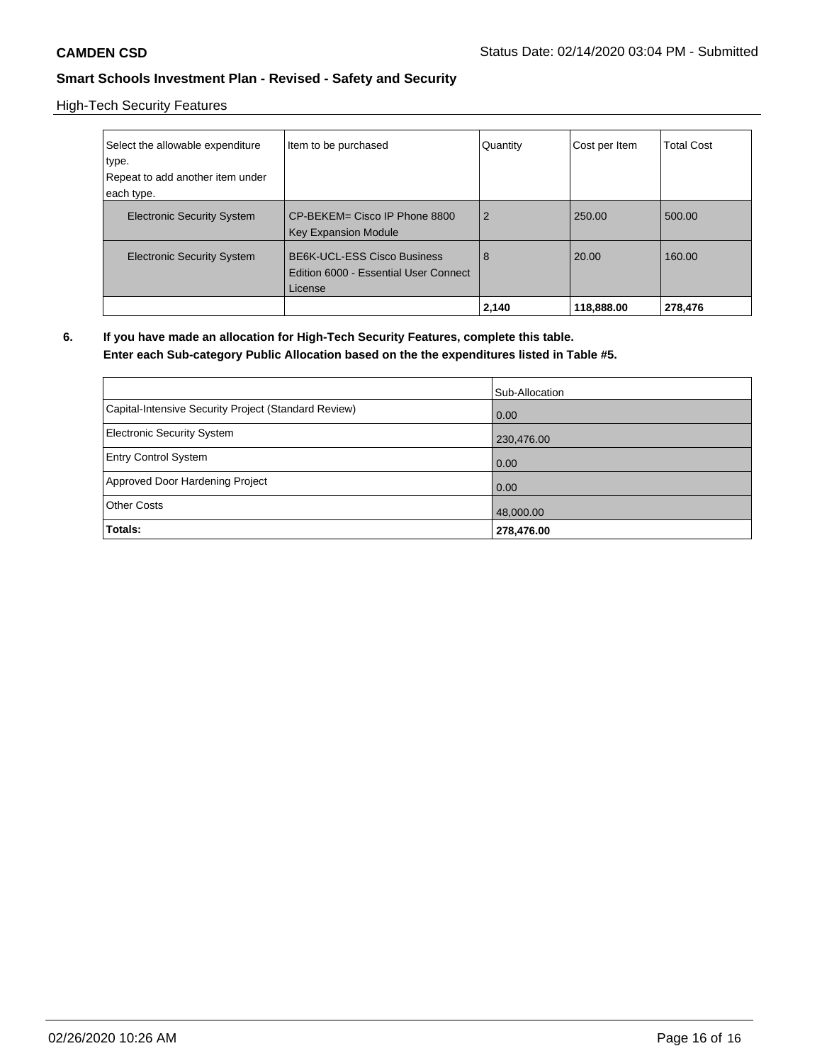**CAMDEN CSD**

**Smart Schools Investment Plan - Revised - Safety and Security**

High-Tech Security Features

| Select the allowable expenditure type. Repeat to add another item under each type. | Item to be purchased | Quantity | Cost per Item | Total Cost |
|---|---|---|---|---|
| Electronic Security System | CP-BEKEM= Cisco IP Phone 8800 Key Expansion Module | 2 | 250.00 | 500.00 |
| Electronic Security System | BE6K-UCL-ESS Cisco Business Edition 6000 - Essential User Connect License | 8 | 20.00 | 160.00 |
| | | **2,140** | **118,888.00** | **278,476** |

**6. If you have made an allocation for High-Tech Security Features, complete this table. Enter each Sub-category Public Allocation based on the the expenditures listed in Table #5.**

| | Sub-Allocation |
|---|---|
| Capital-Intensive Security Project (Standard Review) | 0.00 |
| Electronic Security System | 230,476.00 |
| Entry Control System | 0.00 |
| Approved Door Hardening Project | 0.00 |
| Other Costs | 48,000.00 |
| **Totals:** | **278,476.00** |